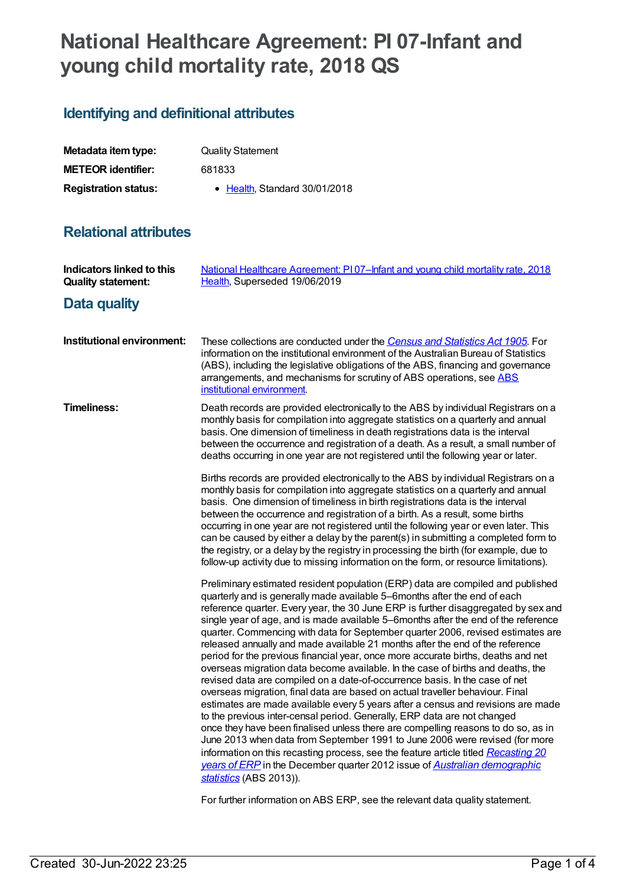# National Healthcare Agreement: PI 07-Infant and young child mortality rate, 2018 QS

## Identifying and definitional attributes

| | |
|---|---|
| **Metadata item type:** | Quality Statement |
| **METEOR identifier:** | 681833 |
| **Registration status:** | • Health, Standard 30/01/2018 |

## Relational attributes

| | |
|---|---|
| **Indicators linked to this Quality statement:** | National Healthcare Agreement: PI 07–Infant and young child mortality rate, 2018<br>Health, Superseded 19/06/2019 |

## Data quality

**Institutional environment:**

These collections are conducted under the *Census and Statistics Act 1905*. For information on the institutional environment of the Australian Bureau of Statistics (ABS), including the legislative obligations of the ABS, financing and governance arrangements, and mechanisms for scrutiny of ABS operations, see ABS institutional environment.

**Timeliness:**

Death records are provided electronically to the ABS by individual Registrars on a monthly basis for compilation into aggregate statistics on a quarterly and annual basis. One dimension of timeliness in death registrations data is the interval between the occurrence and registration of a death. As a result, a small number of deaths occurring in one year are not registered until the following year or later.

Births records are provided electronically to the ABS by individual Registrars on a monthly basis for compilation into aggregate statistics on a quarterly and annual basis. One dimension of timeliness in birth registrations data is the interval between the occurrence and registration of a birth. As a result, some births occurring in one year are not registered until the following year or even later. This can be caused by either a delay by the parent(s) in submitting a completed form to the registry, or a delay by the registry in processing the birth (for example, due to follow-up activity due to missing information on the form, or resource limitations).

Preliminary estimated resident population (ERP) data are compiled and published quarterly and is generally made available 5–6months after the end of each reference quarter. Every year, the 30 June ERP is further disaggregated by sex and single year of age, and is made available 5–6months after the end of the reference quarter. Commencing with data for September quarter 2006, revised estimates are released annually and made available 21 months after the end of the reference period for the previous financial year, once more accurate births, deaths and net overseas migration data become available. In the case of births and deaths, the revised data are compiled on a date-of-occurrence basis. In the case of net overseas migration, final data are based on actual traveller behaviour. Final estimates are made available every 5 years after a census and revisions are made to the previous inter-censal period. Generally, ERP data are not changed once they have been finalised unless there are compelling reasons to do so, as in June 2013 when data from September 1991 to June 2006 were revised (for more information on this recasting process, see the feature article titled *Recasting 20 years of ERP* in the December quarter 2012 issue of *Australian demographic statistics* (ABS 2013)).

For further information on ABS ERP, see the relevant data quality statement.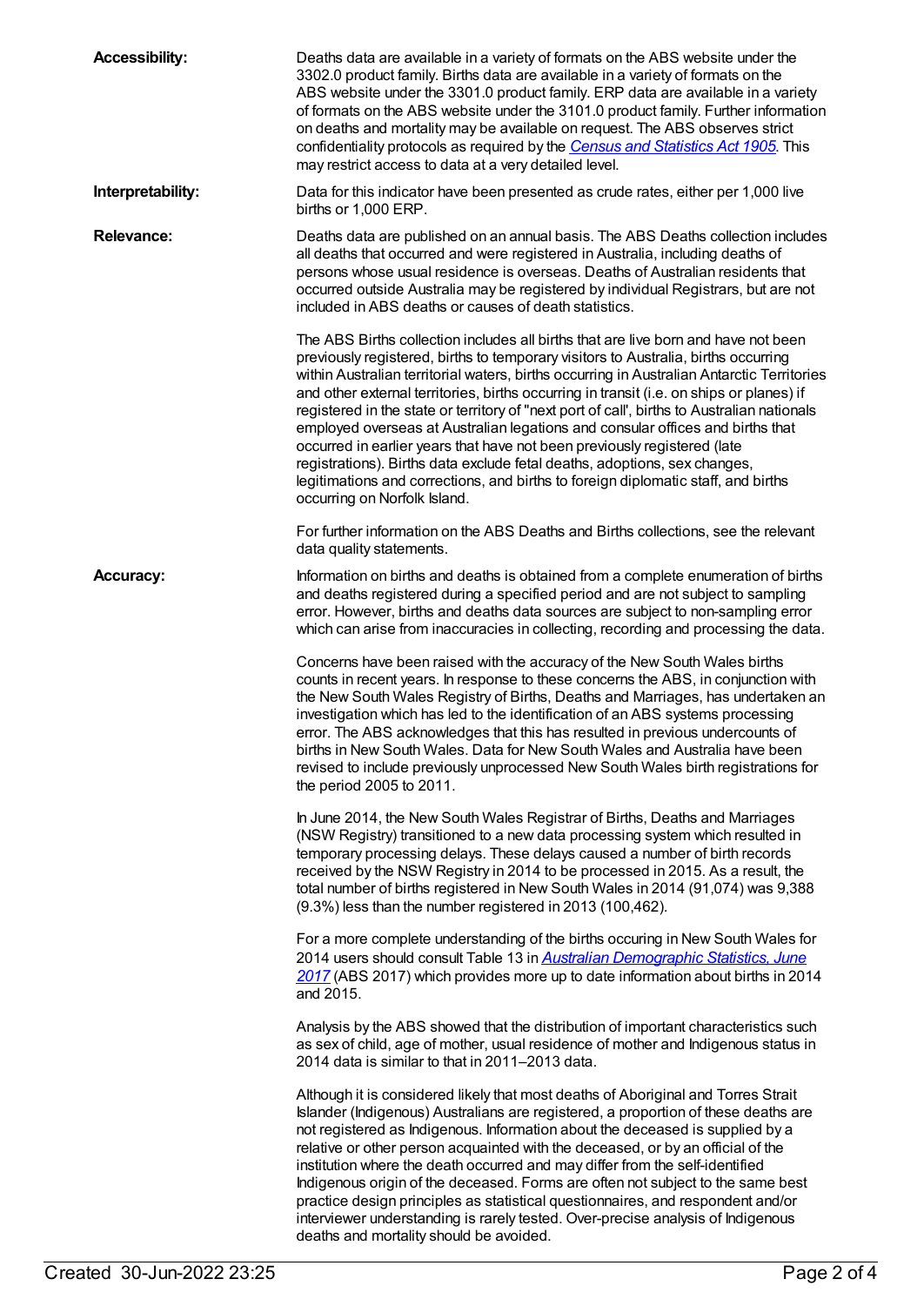**Accessibility:** Deaths data are available in a variety of formats on the ABS website under the 3302.0 product family. Births data are available in a variety of formats on the ABS website under the 3301.0 product family. ERP data are available in a variety of formats on the ABS website under the 3101.0 product family. Further information on deaths and mortality may be available on request. The ABS observes strict confidentiality protocols as required by the *Census and Statistics Act 1905*. This may restrict access to data at a very detailed level.

**Interpretability:** Data for this indicator have been presented as crude rates, either per 1,000 live births or 1,000 ERP.

**Relevance:** Deaths data are published on an annual basis. The ABS Deaths collection includes all deaths that occurred and were registered in Australia, including deaths of persons whose usual residence is overseas. Deaths of Australian residents that occurred outside Australia may be registered by individual Registrars, but are not included in ABS deaths or causes of death statistics.

The ABS Births collection includes all births that are live born and have not been previously registered, births to temporary visitors to Australia, births occurring within Australian territorial waters, births occurring in Australian Antarctic Territories and other external territories, births occurring in transit (i.e. on ships or planes) if registered in the state or territory of "next port of call', births to Australian nationals employed overseas at Australian legations and consular offices and births that occurred in earlier years that have not been previously registered (late registrations). Births data exclude fetal deaths, adoptions, sex changes, legitimations and corrections, and births to foreign diplomatic staff, and births occurring on Norfolk Island.

For further information on the ABS Deaths and Births collections, see the relevant data quality statements.

**Accuracy:** Information on births and deaths is obtained from a complete enumeration of births and deaths registered during a specified period and are not subject to sampling error. However, births and deaths data sources are subject to non-sampling error which can arise from inaccuracies in collecting, recording and processing the data.

Concerns have been raised with the accuracy of the New South Wales births counts in recent years. In response to these concerns the ABS, in conjunction with the New South Wales Registry of Births, Deaths and Marriages, has undertaken an investigation which has led to the identification of an ABS systems processing error. The ABS acknowledges that this has resulted in previous undercounts of births in New South Wales. Data for New South Wales and Australia have been revised to include previously unprocessed New South Wales birth registrations for the period 2005 to 2011.

In June 2014, the New South Wales Registrar of Births, Deaths and Marriages (NSW Registry) transitioned to a new data processing system which resulted in temporary processing delays. These delays caused a number of birth records received by the NSW Registry in 2014 to be processed in 2015. As a result, the total number of births registered in New South Wales in 2014 (91,074) was 9,388 (9.3%) less than the number registered in 2013 (100,462).

For a more complete understanding of the births occuring in New South Wales for 2014 users should consult Table 13 in *Australian Demographic Statistics, June 2017* (ABS 2017) which provides more up to date information about births in 2014 and 2015.

Analysis by the ABS showed that the distribution of important characteristics such as sex of child, age of mother, usual residence of mother and Indigenous status in 2014 data is similar to that in 2011–2013 data.

Although it is considered likely that most deaths of Aboriginal and Torres Strait Islander (Indigenous) Australians are registered, a proportion of these deaths are not registered as Indigenous. Information about the deceased is supplied by a relative or other person acquainted with the deceased, or by an official of the institution where the death occurred and may differ from the self-identified Indigenous origin of the deceased. Forms are often not subject to the same best practice design principles as statistical questionnaires, and respondent and/or interviewer understanding is rarely tested. Over-precise analysis of Indigenous deaths and mortality should be avoided.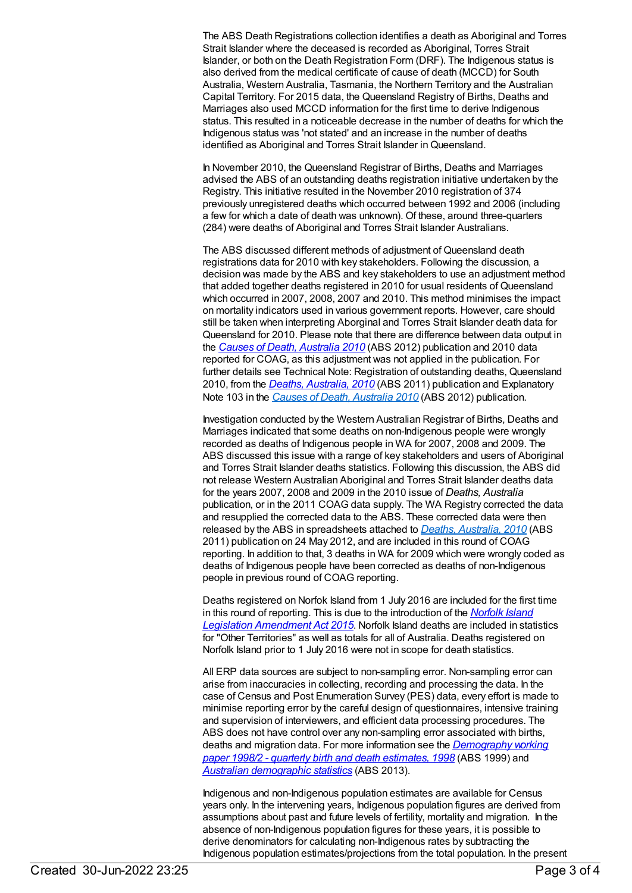The ABS Death Registrations collection identifies a death as Aboriginal and Torres Strait Islander where the deceased is recorded as Aboriginal, Torres Strait Islander, or both on the Death Registration Form (DRF). The Indigenous status is also derived from the medical certificate of cause of death (MCCD) for South Australia, Western Australia, Tasmania, the Northern Territory and the Australian Capital Territory. For 2015 data, the Queensland Registry of Births, Deaths and Marriages also used MCCD information for the first time to derive Indigenous status. This resulted in a noticeable decrease in the number of deaths for which the Indigenous status was 'not stated' and an increase in the number of deaths identified as Aboriginal and Torres Strait Islander in Queensland.

In November 2010, the Queensland Registrar of Births, Deaths and Marriages advised the ABS of an outstanding deaths registration initiative undertaken by the Registry. This initiative resulted in the November 2010 registration of 374 previously unregistered deaths which occurred between 1992 and 2006 (including a few for which a date of death was unknown). Of these, around three-quarters (284) were deaths of Aboriginal and Torres Strait Islander Australians.

The ABS discussed different methods of adjustment of Queensland death registrations data for 2010 with key stakeholders. Following the discussion, a decision was made by the ABS and key stakeholders to use an adjustment method that added together deaths registered in 2010 for usual residents of Queensland which occurred in 2007, 2008, 2007 and 2010. This method minimises the impact on mortality indicators used in various government reports. However, care should still be taken when interpreting Aboriginal and Torres Strait Islander death data for Queensland for 2010. Please note that there are difference between data output in the [*Causes of Death, Australia 2010*]() (ABS 2012) publication and 2010 data reported for COAG, as this adjustment was not applied in the publication. For further details see Technical Note: Registration of outstanding deaths, Queensland 2010, from the [*Deaths, Australia, 2010*]() (ABS 2011) publication and Explanatory Note 103 in the [*Causes of Death, Australia 2010*]() (ABS 2012) publication.

Investigation conducted by the Western Australian Registrar of Births, Deaths and Marriages indicated that some deaths on non-Indigenous people were wrongly recorded as deaths of Indigenous people in WA for 2007, 2008 and 2009. The ABS discussed this issue with a range of key stakeholders and users of Aboriginal and Torres Strait Islander deaths statistics. Following this discussion, the ABS did not release Western Australian Aboriginal and Torres Strait Islander deaths data for the years 2007, 2008 and 2009 in the 2010 issue of *Deaths, Australia* publication, or in the 2011 COAG data supply. The WA Registry corrected the data and resupplied the corrected data to the ABS. These corrected data were then released by the ABS in spreadsheets attached to [*Deaths, Australia, 2010*]() (ABS 2011) publication on 24 May 2012, and are included in this round of COAG reporting. In addition to that, 3 deaths in WA for 2009 which were wrongly coded as deaths of Indigenous people have been corrected as deaths of non-Indigenous people in previous round of COAG reporting.

Deaths registered on Norfolk Island from 1 July 2016 are included for the first time in this round of reporting. This is due to the introduction of the [*Norfolk Island Legislation Amendment Act 2015*](). Norfolk Island deaths are included in statistics for "Other Territories" as well as totals for all of Australia. Deaths registered on Norfolk Island prior to 1 July 2016 were not in scope for death statistics.

All ERP data sources are subject to non-sampling error. Non-sampling error can arise from inaccuracies in collecting, recording and processing the data. In the case of Census and Post Enumeration Survey (PES) data, every effort is made to minimise reporting error by the careful design of questionnaires, intensive training and supervision of interviewers, and efficient data processing procedures. The ABS does not have control over any non-sampling error associated with births, deaths and migration data. For more information see the [*Demography working paper 1998/2 - quarterly birth and death estimates, 1998*]() (ABS 1999) and [*Australian demographic statistics*]() (ABS 2013).

Indigenous and non-Indigenous population estimates are available for Census years only. In the intervening years, Indigenous population figures are derived from assumptions about past and future levels of fertility, mortality and migration. In the absence of non-Indigenous population figures for these years, it is possible to derive denominators for calculating non-Indigenous rates by subtracting the Indigenous population estimates/projections from the total population. In the present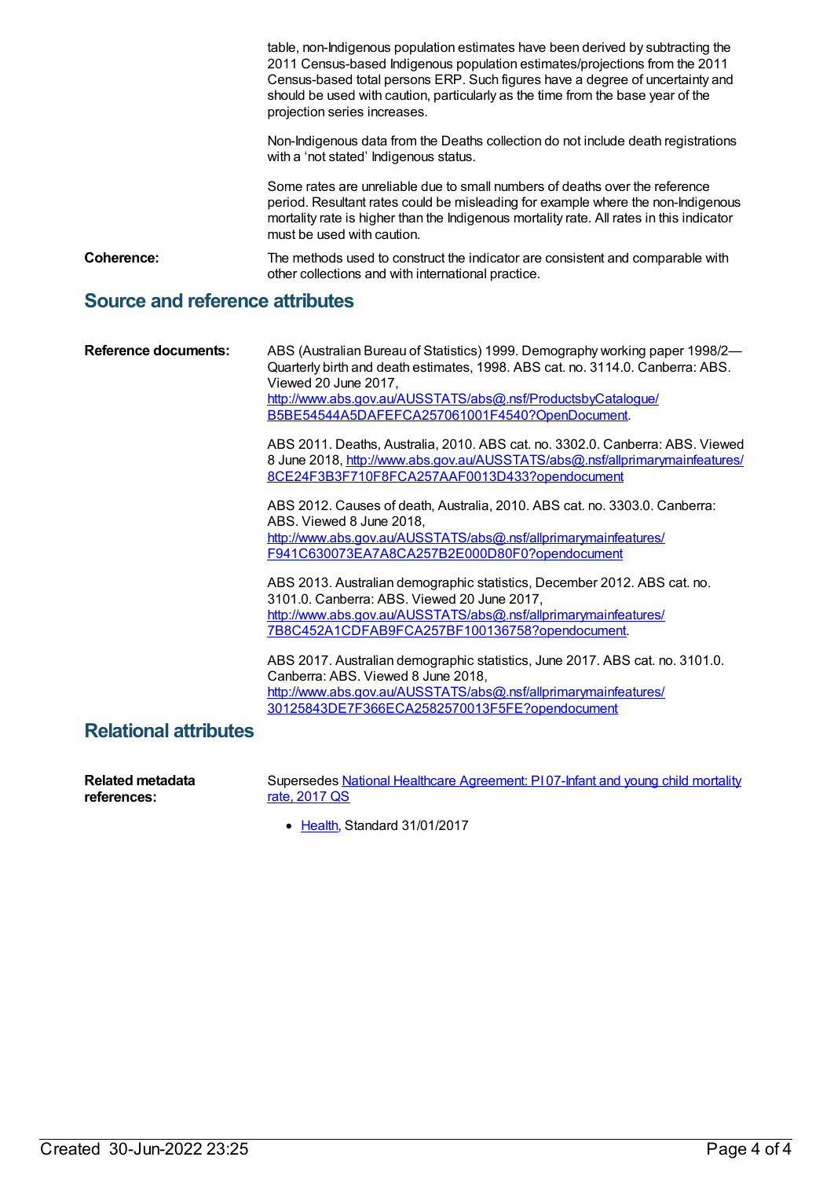table, non-Indigenous population estimates have been derived by subtracting the 2011 Census-based Indigenous population estimates/projections from the 2011 Census-based total persons ERP. Such figures have a degree of uncertainty and should be used with caution, particularly as the time from the base year of the projection series increases.

Non-Indigenous data from the Deaths collection do not include death registrations with a 'not stated' Indigenous status.

Some rates are unreliable due to small numbers of deaths over the reference period. Resultant rates could be misleading for example where the non-Indigenous mortality rate is higher than the Indigenous mortality rate. All rates in this indicator must be used with caution.

**Coherence:** The methods used to construct the indicator are consistent and comparable with other collections and with international practice.

## Source and reference attributes

**Reference documents:**

ABS (Australian Bureau of Statistics) 1999. Demography working paper 1998/2—Quarterly birth and death estimates, 1998. ABS cat. no. 3114.0. Canberra: ABS. Viewed 20 June 2017, http://www.abs.gov.au/AUSSTATS/abs@.nsf/ProductsbyCatalogue/B5BE54544A5DAFEFCA257061001F4540?OpenDocument.

ABS 2011. Deaths, Australia, 2010. ABS cat. no. 3302.0. Canberra: ABS. Viewed 8 June 2018, http://www.abs.gov.au/AUSSTATS/abs@.nsf/allprimarymainfeatures/8CE24F3B3F710F8FCA257AAF0013D433?opendocument

ABS 2012. Causes of death, Australia, 2010. ABS cat. no. 3303.0. Canberra: ABS. Viewed 8 June 2018, http://www.abs.gov.au/AUSSTATS/abs@.nsf/allprimarymainfeatures/F941C630073EA7A8CA257B2E000D80F0?opendocument

ABS 2013. Australian demographic statistics, December 2012. ABS cat. no. 3101.0. Canberra: ABS. Viewed 20 June 2017, http://www.abs.gov.au/AUSSTATS/abs@.nsf/allprimarymainfeatures/7B8C452A1CDFAB9FCA257BF100136758?opendocument.

ABS 2017. Australian demographic statistics, June 2017. ABS cat. no. 3101.0. Canberra: ABS. Viewed 8 June 2018, http://www.abs.gov.au/AUSSTATS/abs@.nsf/allprimarymainfeatures/30125843DE7F366ECA2582570013F5FE?opendocument

## Relational attributes

**Related metadata references:**

Supersedes National Healthcare Agreement: PI 07-Infant and young child mortality rate, 2017 QS

- Health, Standard 31/01/2017